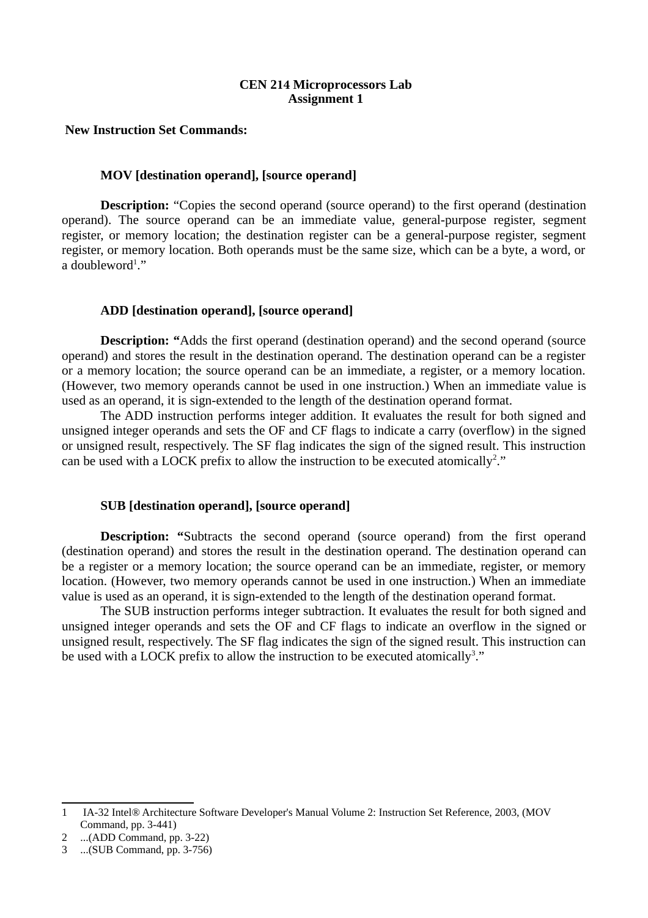**CEN 214 Microprocessors Lab**
**Assignment 1**

**New Instruction Set Commands:**

**MOV [destination operand], [source operand]**

**Description:** “Copies the second operand (source operand) to the first operand (destination operand). The source operand can be an immediate value, general-purpose register, segment register, or memory location; the destination register can be a general-purpose register, segment register, or memory location. Both operands must be the same size, which can be a byte, a word, or a doubleword[1].”

**ADD [destination operand], [source operand]**

**Description: “**Adds the first operand (destination operand) and the second operand (source operand) and stores the result in the destination operand. The destination operand can be a register or a memory location; the source operand can be an immediate, a register, or a memory location. (However, two memory operands cannot be used in one instruction.) When an immediate value is used as an operand, it is sign-extended to the length of the destination operand format.

The ADD instruction performs integer addition. It evaluates the result for both signed and unsigned integer operands and sets the OF and CF flags to indicate a carry (overflow) in the signed or unsigned result, respectively. The SF flag indicates the sign of the signed result. This instruction can be used with a LOCK prefix to allow the instruction to be executed atomically[2].”

**SUB [destination operand], [source operand]**

**Description: “**Subtracts the second operand (source operand) from the first operand (destination operand) and stores the result in the destination operand. The destination operand can be a register or a memory location; the source operand can be an immediate, register, or memory location. (However, two memory operands cannot be used in one instruction.) When an immediate value is used as an operand, it is sign-extended to the length of the destination operand format.

The SUB instruction performs integer subtraction. It evaluates the result for both signed and unsigned integer operands and sets the OF and CF flags to indicate an overflow in the signed or unsigned result, respectively. The SF flag indicates the sign of the signed result. This instruction can be used with a LOCK prefix to allow the instruction to be executed atomically[3].”

---

1 IA-32 Intel® Architecture Software Developer's Manual Volume 2: Instruction Set Reference, 2003, (MOV Command, pp. 3-441)

2 ...(ADD Command, pp. 3-22)

3 ...(SUB Command, pp. 3-756)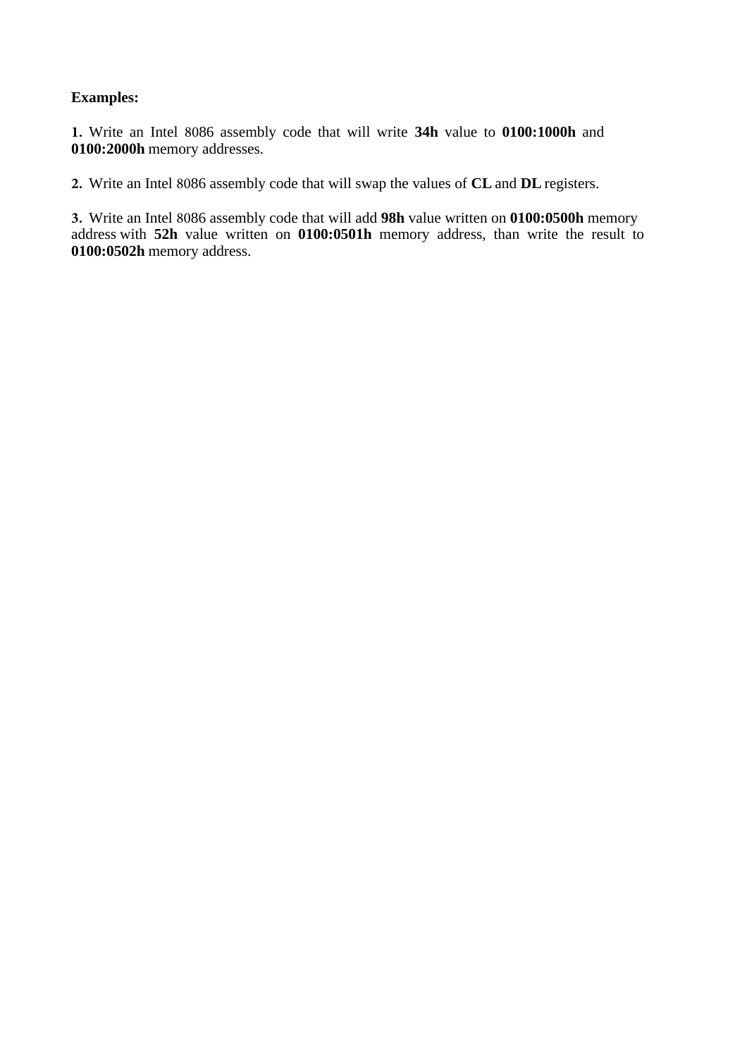**Examples:**

**1.** Write an Intel 8086 assembly code that will write **34h** value to **0100:1000h** and **0100:2000h** memory addresses.

**2.** Write an Intel 8086 assembly code that will swap the values of **CL** and **DL** registers.

**3.** Write an Intel 8086 assembly code that will add **98h** value written on **0100:0500h** memory address with **52h** value written on **0100:0501h** memory address, than write the result to **0100:0502h** memory address.